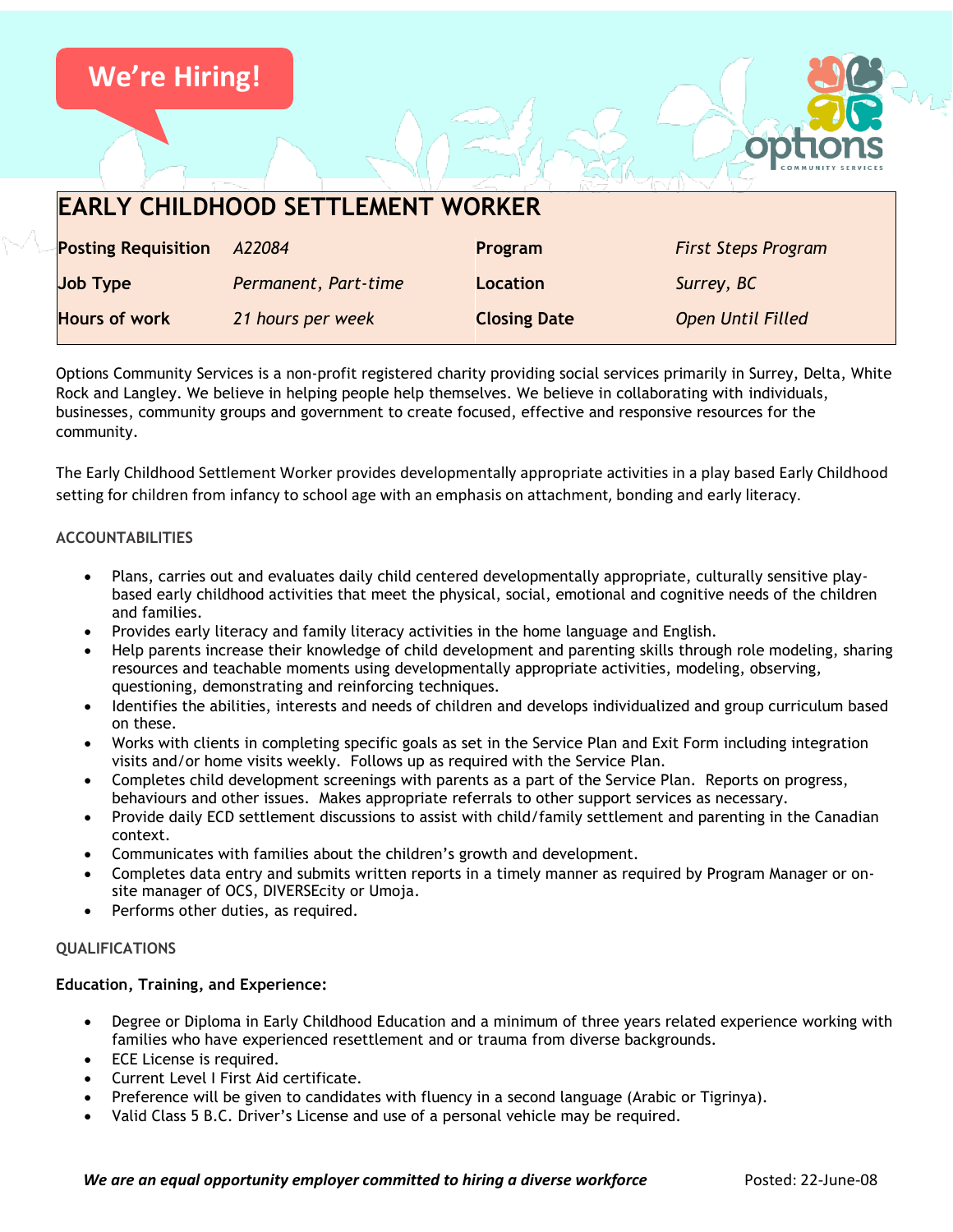We're Hiring!

# EARLY CHILDHOOD SETTLEMENT WORKER

| **Posting Requisition** | *A22084* | **Program** | *First Steps Program* |
| --- | --- | --- | --- |
| **Job Type** | *Permanent, Part-time* | **Location** | *Surrey, BC* |
| **Hours of work** | *21 hours per week* | **Closing Date** | *Open Until Filled* |

Options Community Services is a non-profit registered charity providing social services primarily in Surrey, Delta, White Rock and Langley. We believe in helping people help themselves. We believe in collaborating with individuals, businesses, community groups and government to create focused, effective and responsive resources for the community.

The Early Childhood Settlement Worker provides developmentally appropriate activities in a play based Early Childhood setting for children from infancy to school age with an emphasis on attachment, bonding and early literacy.

## ACCOUNTABILITIES

- Plans, carries out and evaluates daily child centered developmentally appropriate, culturally sensitive play-based early childhood activities that meet the physical, social, emotional and cognitive needs of the children and families.
- Provides early literacy and family literacy activities in the home language and English.
- Help parents increase their knowledge of child development and parenting skills through role modeling, sharing resources and teachable moments using developmentally appropriate activities, modeling, observing, questioning, demonstrating and reinforcing techniques.
- Identifies the abilities, interests and needs of children and develops individualized and group curriculum based on these.
- Works with clients in completing specific goals as set in the Service Plan and Exit Form including integration visits and/or home visits weekly. Follows up as required with the Service Plan.
- Completes child development screenings with parents as a part of the Service Plan. Reports on progress, behaviours and other issues. Makes appropriate referrals to other support services as necessary.
- Provide daily ECD settlement discussions to assist with child/family settlement and parenting in the Canadian context.
- Communicates with families about the children's growth and development.
- Completes data entry and submits written reports in a timely manner as required by Program Manager or on-site manager of OCS, DIVERSEcity or Umoja.
- Performs other duties, as required.

## QUALIFICATIONS

**Education, Training, and Experience:**

- Degree or Diploma in Early Childhood Education and a minimum of three years related experience working with families who have experienced resettlement and or trauma from diverse backgrounds.
- ECE License is required.
- Current Level I First Aid certificate.
- Preference will be given to candidates with fluency in a second language (Arabic or Tigrinya).
- Valid Class 5 B.C. Driver's License and use of a personal vehicle may be required.

***We are an equal opportunity employer committed to hiring a diverse workforce***

Posted: 22-June-08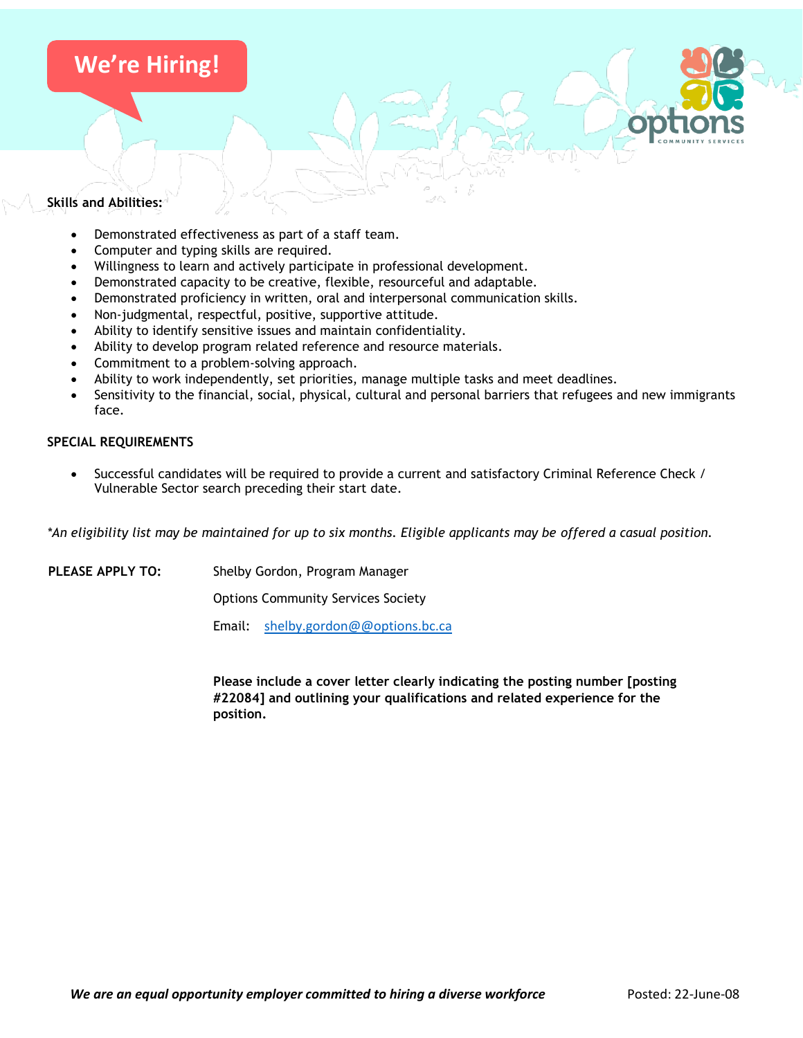We're Hiring!

**Skills and Abilities:**

- Demonstrated effectiveness as part of a staff team.
- Computer and typing skills are required.
- Willingness to learn and actively participate in professional development.
- Demonstrated capacity to be creative, flexible, resourceful and adaptable.
- Demonstrated proficiency in written, oral and interpersonal communication skills.
- Non-judgmental, respectful, positive, supportive attitude.
- Ability to identify sensitive issues and maintain confidentiality.
- Ability to develop program related reference and resource materials.
- Commitment to a problem-solving approach.
- Ability to work independently, set priorities, manage multiple tasks and meet deadlines.
- Sensitivity to the financial, social, physical, cultural and personal barriers that refugees and new immigrants face.

**SPECIAL REQUIREMENTS**

- Successful candidates will be required to provide a current and satisfactory Criminal Reference Check / Vulnerable Sector search preceding their start date.

*\*An eligibility list may be maintained for up to six months. Eligible applicants may be offered a casual position.*

**PLEASE APPLY TO:** Shelby Gordon, Program Manager

Options Community Services Society

Email: shelby.gordon@@options.bc.ca

**Please include a cover letter clearly indicating the posting number [posting #22084] and outlining your qualifications and related experience for the position.**

***We are an equal opportunity employer committed to hiring a diverse workforce***

Posted: 22-June-08